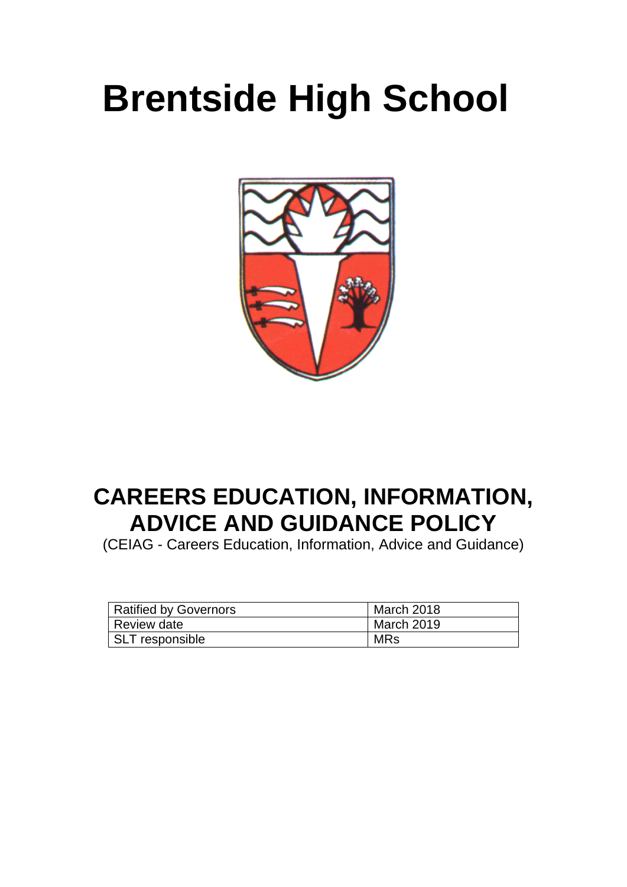# Brentside High School

## CAREERS EDUCATION, INFORMATION, ADVICE AND GUIDANCE POLICY

(CEIAG - Careers Education, Information, Advice and Guidance)

| Ratified by Governors | March 2018 |
| --- | --- |
| Review date | March 2019 |
| SLT responsible | MRs |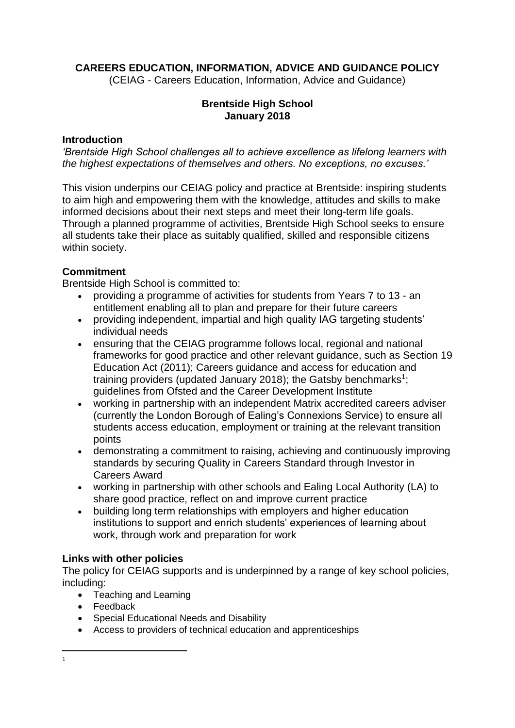**CAREERS EDUCATION, INFORMATION, ADVICE AND GUIDANCE POLICY**

(CEIAG - Careers Education, Information, Advice and Guidance)

**Brentside High School**
**January 2018**

## Introduction

*'Brentside High School challenges all to achieve excellence as lifelong learners with the highest expectations of themselves and others. No exceptions, no excuses.'*

This vision underpins our CEIAG policy and practice at Brentside: inspiring students to aim high and empowering them with the knowledge, attitudes and skills to make informed decisions about their next steps and meet their long-term life goals. Through a planned programme of activities, Brentside High School seeks to ensure all students take their place as suitably qualified, skilled and responsible citizens within society.

## Commitment

Brentside High School is committed to:

- providing a programme of activities for students from Years 7 to 13 - an entitlement enabling all to plan and prepare for their future careers
- providing independent, impartial and high quality IAG targeting students' individual needs
- ensuring that the CEIAG programme follows local, regional and national frameworks for good practice and other relevant guidance, such as Section 19 Education Act (2011); Careers guidance and access for education and training providers (updated January 2018); the Gatsby benchmarks[1]; guidelines from Ofsted and the Career Development Institute
- working in partnership with an independent Matrix accredited careers adviser (currently the London Borough of Ealing's Connexions Service) to ensure all students access education, employment or training at the relevant transition points
- demonstrating a commitment to raising, achieving and continuously improving standards by securing Quality in Careers Standard through Investor in Careers Award
- working in partnership with other schools and Ealing Local Authority (LA) to share good practice, reflect on and improve current practice
- building long term relationships with employers and higher education institutions to support and enrich students' experiences of learning about work, through work and preparation for work

## Links with other policies

The policy for CEIAG supports and is underpinned by a range of key school policies, including:

- Teaching and Learning
- Feedback
- Special Educational Needs and Disability
- Access to providers of technical education and apprenticeships

---

[1]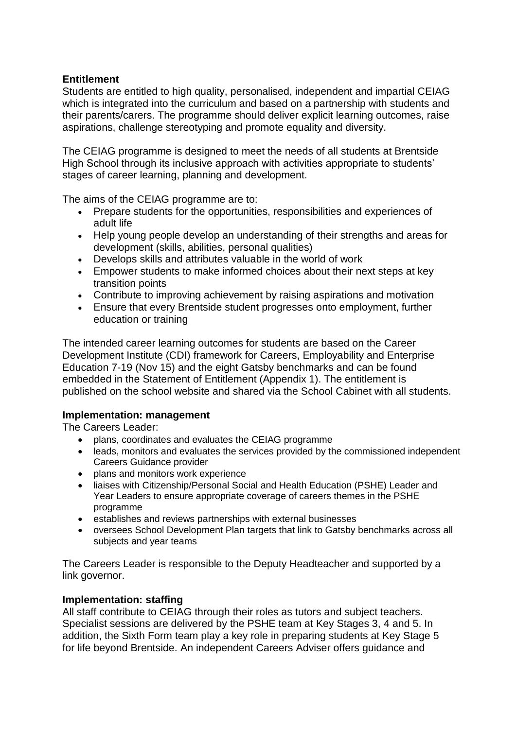**Entitlement**

Students are entitled to high quality, personalised, independent and impartial CEIAG which is integrated into the curriculum and based on a partnership with students and their parents/carers. The programme should deliver explicit learning outcomes, raise aspirations, challenge stereotyping and promote equality and diversity.

The CEIAG programme is designed to meet the needs of all students at Brentside High School through its inclusive approach with activities appropriate to students' stages of career learning, planning and development.

The aims of the CEIAG programme are to:

- Prepare students for the opportunities, responsibilities and experiences of adult life
- Help young people develop an understanding of their strengths and areas for development (skills, abilities, personal qualities)
- Develops skills and attributes valuable in the world of work
- Empower students to make informed choices about their next steps at key transition points
- Contribute to improving achievement by raising aspirations and motivation
- Ensure that every Brentside student progresses onto employment, further education or training

The intended career learning outcomes for students are based on the Career Development Institute (CDI) framework for Careers, Employability and Enterprise Education 7-19 (Nov 15) and the eight Gatsby benchmarks and can be found embedded in the Statement of Entitlement (Appendix 1). The entitlement is published on the school website and shared via the School Cabinet with all students.

**Implementation: management**

The Careers Leader:

- plans, coordinates and evaluates the CEIAG programme
- leads, monitors and evaluates the services provided by the commissioned independent Careers Guidance provider
- plans and monitors work experience
- liaises with Citizenship/Personal Social and Health Education (PSHE) Leader and Year Leaders to ensure appropriate coverage of careers themes in the PSHE programme
- establishes and reviews partnerships with external businesses
- oversees School Development Plan targets that link to Gatsby benchmarks across all subjects and year teams

The Careers Leader is responsible to the Deputy Headteacher and supported by a link governor.

**Implementation: staffing**

All staff contribute to CEIAG through their roles as tutors and subject teachers. Specialist sessions are delivered by the PSHE team at Key Stages 3, 4 and 5. In addition, the Sixth Form team play a key role in preparing students at Key Stage 5 for life beyond Brentside. An independent Careers Adviser offers guidance and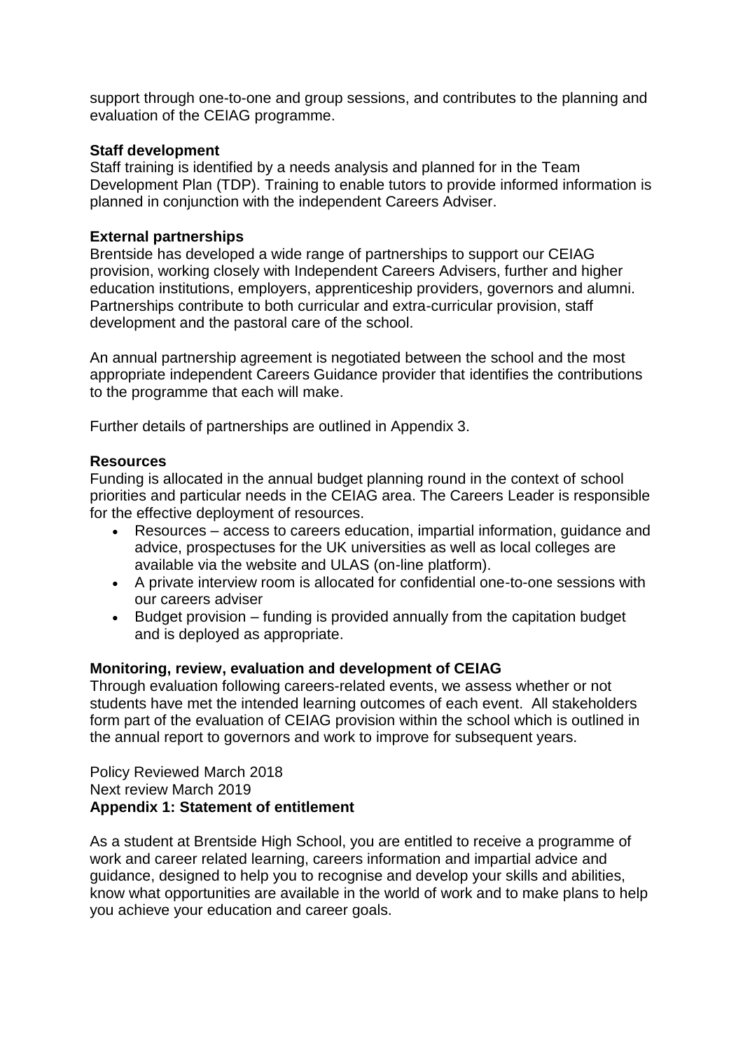support through one-to-one and group sessions, and contributes to the planning and evaluation of the CEIAG programme.

**Staff development**

Staff training is identified by a needs analysis and planned for in the Team Development Plan (TDP). Training to enable tutors to provide informed information is planned in conjunction with the independent Careers Adviser.

**External partnerships**

Brentside has developed a wide range of partnerships to support our CEIAG provision, working closely with Independent Careers Advisers, further and higher education institutions, employers, apprenticeship providers, governors and alumni. Partnerships contribute to both curricular and extra-curricular provision, staff development and the pastoral care of the school.

An annual partnership agreement is negotiated between the school and the most appropriate independent Careers Guidance provider that identifies the contributions to the programme that each will make.

Further details of partnerships are outlined in Appendix 3.

**Resources**

Funding is allocated in the annual budget planning round in the context of school priorities and particular needs in the CEIAG area. The Careers Leader is responsible for the effective deployment of resources.

- Resources – access to careers education, impartial information, guidance and advice, prospectuses for the UK universities as well as local colleges are available via the website and ULAS (on-line platform).
- A private interview room is allocated for confidential one-to-one sessions with our careers adviser
- Budget provision – funding is provided annually from the capitation budget and is deployed as appropriate.

**Monitoring, review, evaluation and development of CEIAG**

Through evaluation following careers-related events, we assess whether or not students have met the intended learning outcomes of each event. All stakeholders form part of the evaluation of CEIAG provision within the school which is outlined in the annual report to governors and work to improve for subsequent years.

Policy Reviewed March 2018
Next review March 2019

**Appendix 1: Statement of entitlement**

As a student at Brentside High School, you are entitled to receive a programme of work and career related learning, careers information and impartial advice and guidance, designed to help you to recognise and develop your skills and abilities, know what opportunities are available in the world of work and to make plans to help you achieve your education and career goals.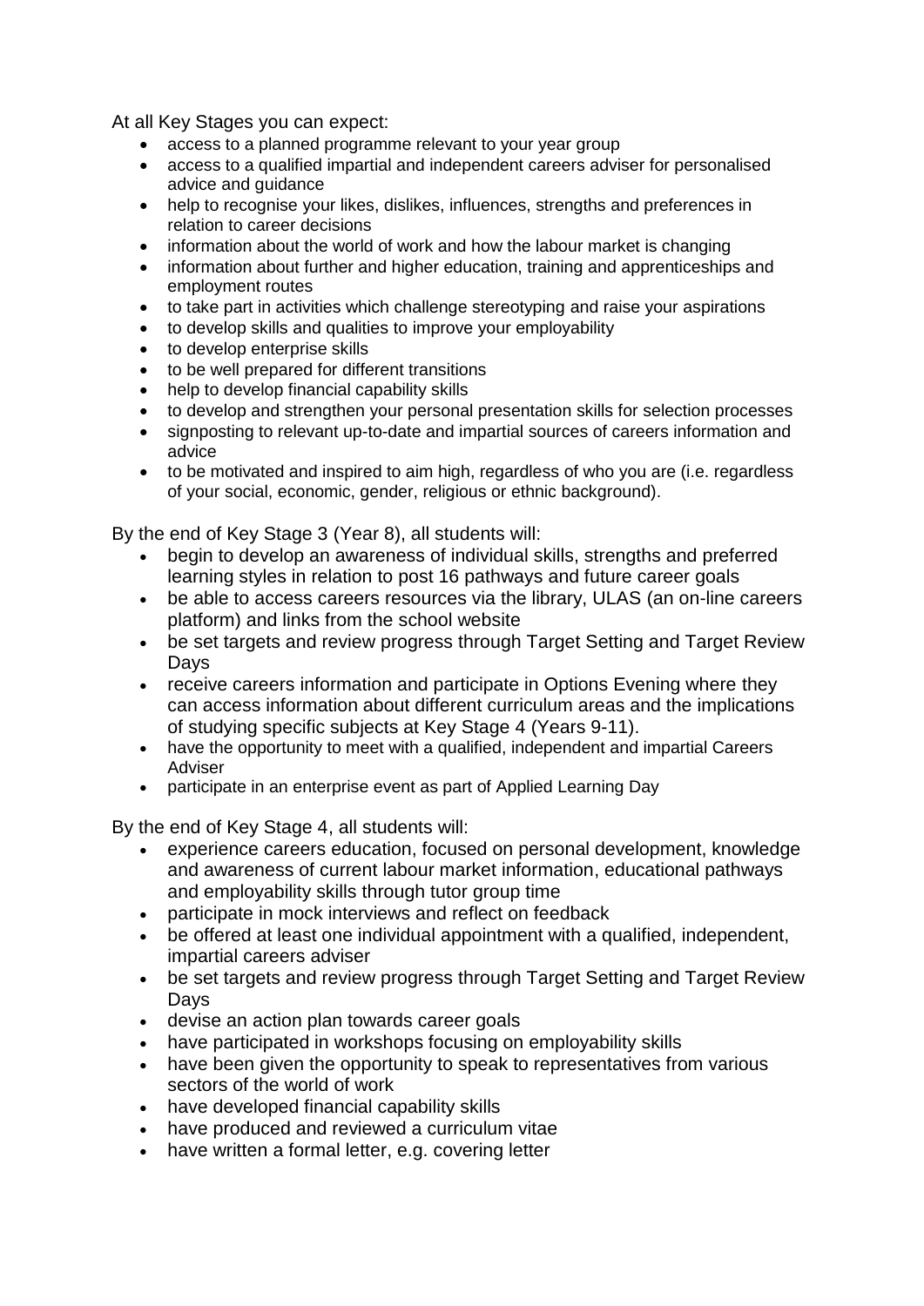At all Key Stages you can expect:

- access to a planned programme relevant to your year group
- access to a qualified impartial and independent careers adviser for personalised advice and guidance
- help to recognise your likes, dislikes, influences, strengths and preferences in relation to career decisions
- information about the world of work and how the labour market is changing
- information about further and higher education, training and apprenticeships and employment routes
- to take part in activities which challenge stereotyping and raise your aspirations
- to develop skills and qualities to improve your employability
- to develop enterprise skills
- to be well prepared for different transitions
- help to develop financial capability skills
- to develop and strengthen your personal presentation skills for selection processes
- signposting to relevant up-to-date and impartial sources of careers information and advice
- to be motivated and inspired to aim high, regardless of who you are (i.e. regardless of your social, economic, gender, religious or ethnic background).

By the end of Key Stage 3 (Year 8), all students will:

- begin to develop an awareness of individual skills, strengths and preferred learning styles in relation to post 16 pathways and future career goals
- be able to access careers resources via the library, ULAS (an on-line careers platform) and links from the school website
- be set targets and review progress through Target Setting and Target Review Days
- receive careers information and participate in Options Evening where they can access information about different curriculum areas and the implications of studying specific subjects at Key Stage 4 (Years 9-11).
- have the opportunity to meet with a qualified, independent and impartial Careers Adviser
- participate in an enterprise event as part of Applied Learning Day

By the end of Key Stage 4, all students will:

- experience careers education, focused on personal development, knowledge and awareness of current labour market information, educational pathways and employability skills through tutor group time
- participate in mock interviews and reflect on feedback
- be offered at least one individual appointment with a qualified, independent, impartial careers adviser
- be set targets and review progress through Target Setting and Target Review Days
- devise an action plan towards career goals
- have participated in workshops focusing on employability skills
- have been given the opportunity to speak to representatives from various sectors of the world of work
- have developed financial capability skills
- have produced and reviewed a curriculum vitae
- have written a formal letter, e.g. covering letter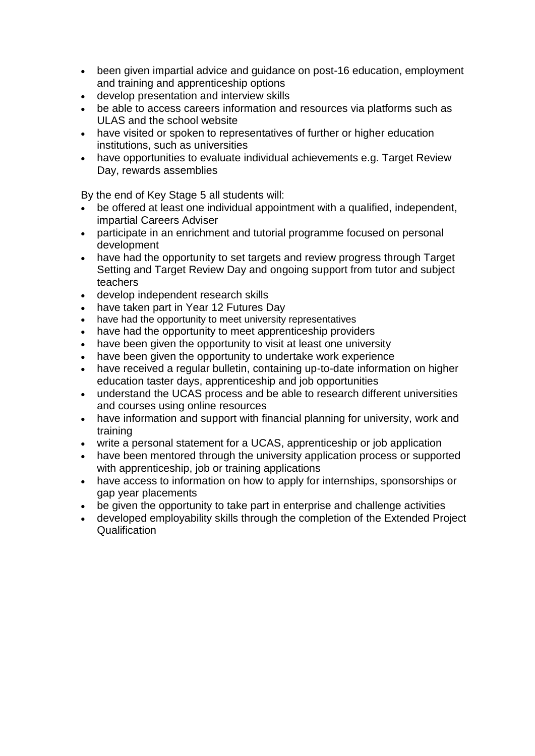- been given impartial advice and guidance on post-16 education, employment and training and apprenticeship options
- develop presentation and interview skills
- be able to access careers information and resources via platforms such as ULAS and the school website
- have visited or spoken to representatives of further or higher education institutions, such as universities
- have opportunities to evaluate individual achievements e.g. Target Review Day, rewards assemblies

By the end of Key Stage 5 all students will:

- be offered at least one individual appointment with a qualified, independent, impartial Careers Adviser
- participate in an enrichment and tutorial programme focused on personal development
- have had the opportunity to set targets and review progress through Target Setting and Target Review Day and ongoing support from tutor and subject teachers
- develop independent research skills
- have taken part in Year 12 Futures Day
- have had the opportunity to meet university representatives
- have had the opportunity to meet apprenticeship providers
- have been given the opportunity to visit at least one university
- have been given the opportunity to undertake work experience
- have received a regular bulletin, containing up-to-date information on higher education taster days, apprenticeship and job opportunities
- understand the UCAS process and be able to research different universities and courses using online resources
- have information and support with financial planning for university, work and training
- write a personal statement for a UCAS, apprenticeship or job application
- have been mentored through the university application process or supported with apprenticeship, job or training applications
- have access to information on how to apply for internships, sponsorships or gap year placements
- be given the opportunity to take part in enterprise and challenge activities
- developed employability skills through the completion of the Extended Project Qualification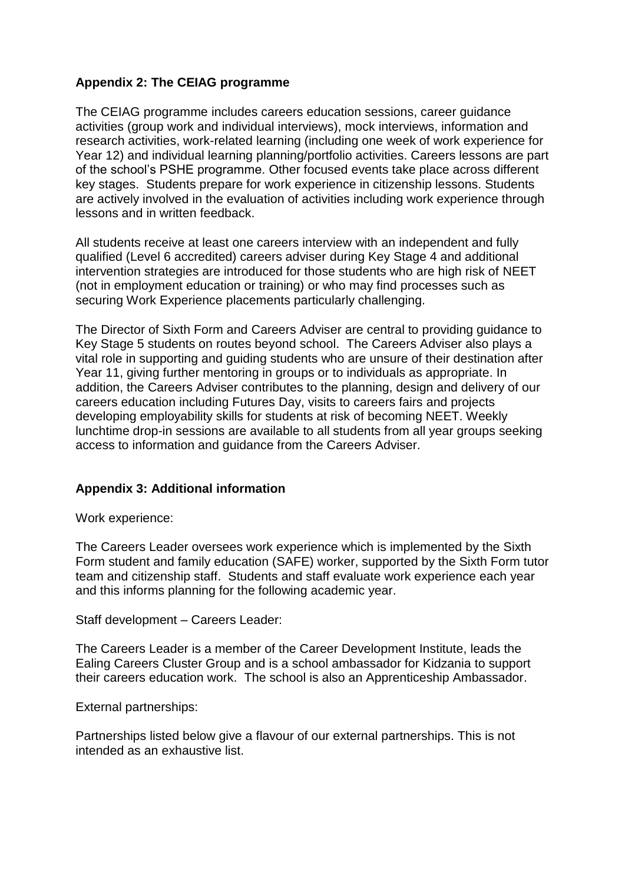## Appendix 2: The CEIAG programme

The CEIAG programme includes careers education sessions, career guidance activities (group work and individual interviews), mock interviews, information and research activities, work-related learning (including one week of work experience for Year 12) and individual learning planning/portfolio activities. Careers lessons are part of the school's PSHE programme. Other focused events take place across different key stages. Students prepare for work experience in citizenship lessons. Students are actively involved in the evaluation of activities including work experience through lessons and in written feedback.

All students receive at least one careers interview with an independent and fully qualified (Level 6 accredited) careers adviser during Key Stage 4 and additional intervention strategies are introduced for those students who are high risk of NEET (not in employment education or training) or who may find processes such as securing Work Experience placements particularly challenging.

The Director of Sixth Form and Careers Adviser are central to providing guidance to Key Stage 5 students on routes beyond school. The Careers Adviser also plays a vital role in supporting and guiding students who are unsure of their destination after Year 11, giving further mentoring in groups or to individuals as appropriate. In addition, the Careers Adviser contributes to the planning, design and delivery of our careers education including Futures Day, visits to careers fairs and projects developing employability skills for students at risk of becoming NEET. Weekly lunchtime drop-in sessions are available to all students from all year groups seeking access to information and guidance from the Careers Adviser.

## Appendix 3: Additional information

Work experience:

The Careers Leader oversees work experience which is implemented by the Sixth Form student and family education (SAFE) worker, supported by the Sixth Form tutor team and citizenship staff. Students and staff evaluate work experience each year and this informs planning for the following academic year.

Staff development – Careers Leader:

The Careers Leader is a member of the Career Development Institute, leads the Ealing Careers Cluster Group and is a school ambassador for Kidzania to support their careers education work. The school is also an Apprenticeship Ambassador.

External partnerships:

Partnerships listed below give a flavour of our external partnerships. This is not intended as an exhaustive list.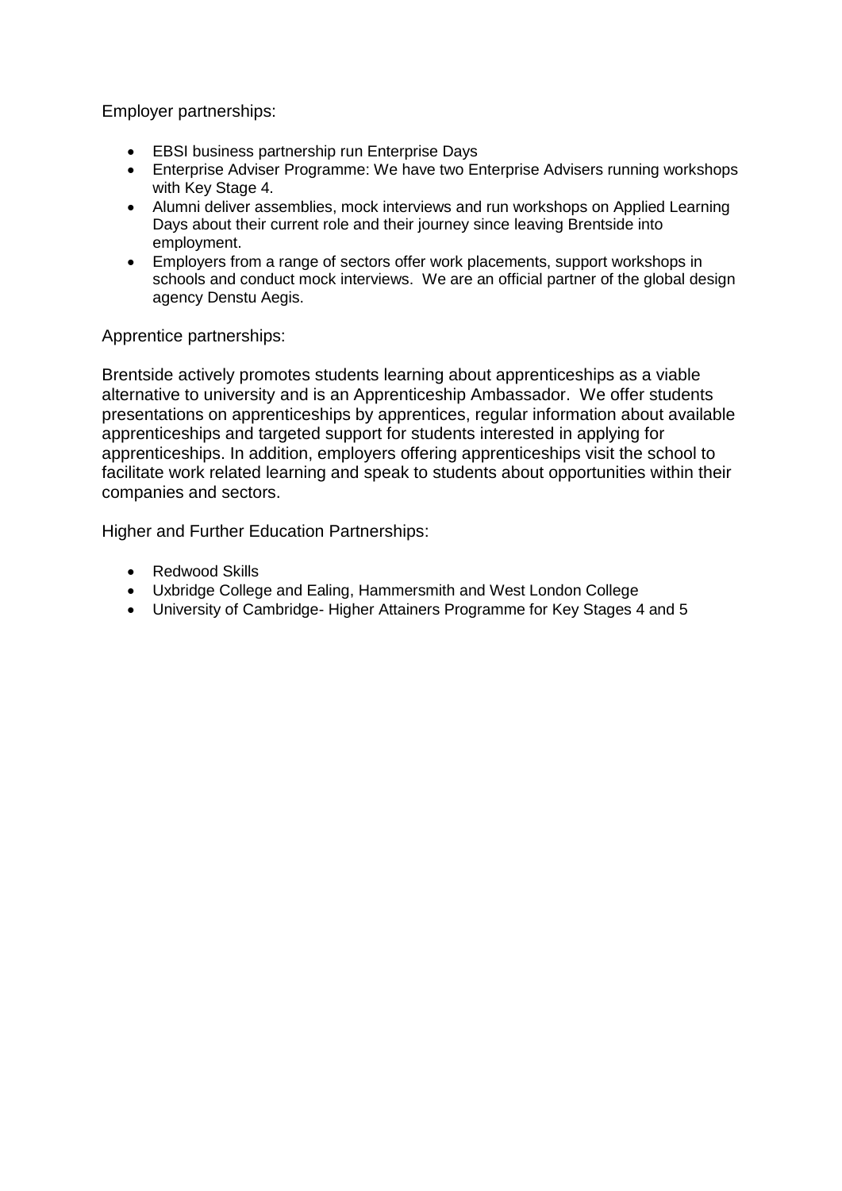Employer partnerships:

- EBSI business partnership run Enterprise Days
- Enterprise Adviser Programme: We have two Enterprise Advisers running workshops with Key Stage 4.
- Alumni deliver assemblies, mock interviews and run workshops on Applied Learning Days about their current role and their journey since leaving Brentside into employment.
- Employers from a range of sectors offer work placements, support workshops in schools and conduct mock interviews. We are an official partner of the global design agency Denstu Aegis.

Apprentice partnerships:

Brentside actively promotes students learning about apprenticeships as a viable alternative to university and is an Apprenticeship Ambassador. We offer students presentations on apprenticeships by apprentices, regular information about available apprenticeships and targeted support for students interested in applying for apprenticeships. In addition, employers offering apprenticeships visit the school to facilitate work related learning and speak to students about opportunities within their companies and sectors.

Higher and Further Education Partnerships:

- Redwood Skills
- Uxbridge College and Ealing, Hammersmith and West London College
- University of Cambridge- Higher Attainers Programme for Key Stages 4 and 5